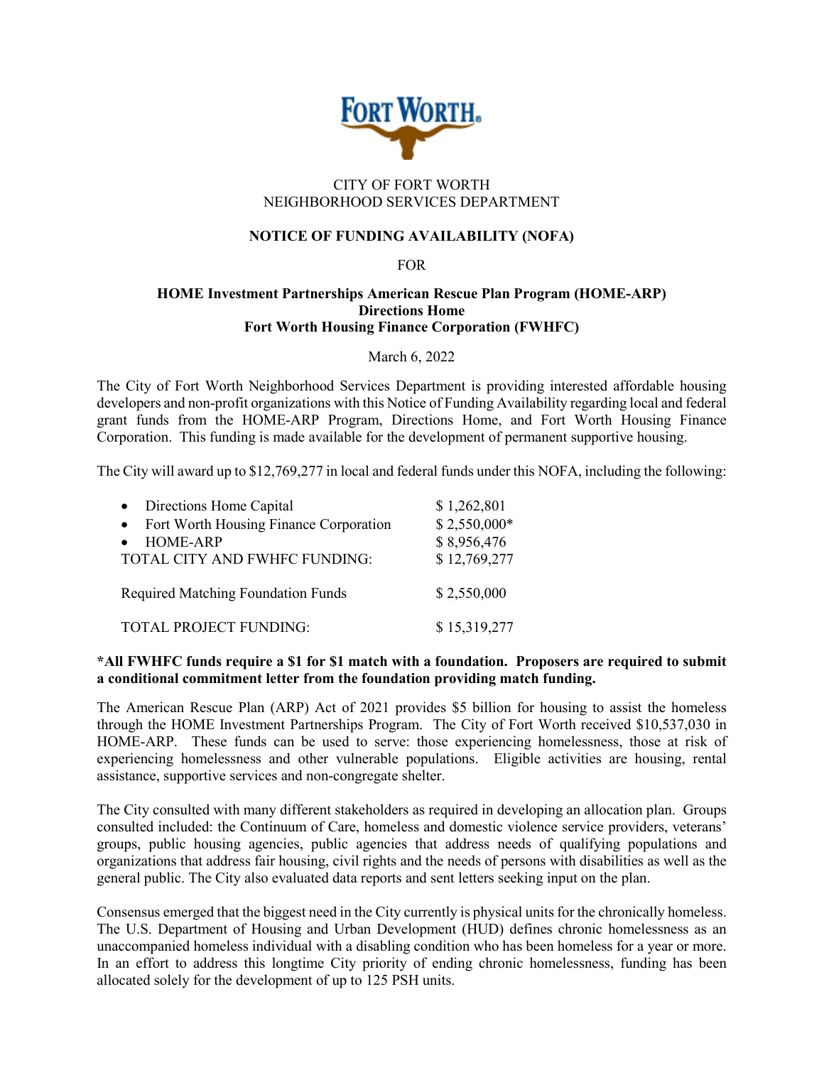CITY OF FORT WORTH
NEIGHBORHOOD SERVICES DEPARTMENT

# NOTICE OF FUNDING AVAILABILITY (NOFA)

FOR

## HOME Investment Partnerships American Rescue Plan Program (HOME-ARP) Directions Home Fort Worth Housing Finance Corporation (FWHFC)

March 6, 2022

The City of Fort Worth Neighborhood Services Department is providing interested affordable housing developers and non-profit organizations with this Notice of Funding Availability regarding local and federal grant funds from the HOME-ARP Program, Directions Home, and Fort Worth Housing Finance Corporation. This funding is made available for the development of permanent supportive housing.

The City will award up to $12,769,277 in local and federal funds under this NOFA, including the following:

| | |
|---|---|
| • Directions Home Capital | $ 1,262,801 |
| • Fort Worth Housing Finance Corporation | $ 2,550,000* |
| • HOME-ARP | $ 8,956,476 |
| TOTAL CITY AND FWHFC FUNDING: | $ 12,769,277 |
| Required Matching Foundation Funds | $ 2,550,000 |
| TOTAL PROJECT FUNDING: | $ 15,319,277 |

**\*All FWHFC funds require a $1 for $1 match with a foundation. Proposers are required to submit a conditional commitment letter from the foundation providing match funding.**

The American Rescue Plan (ARP) Act of 2021 provides $5 billion for housing to assist the homeless through the HOME Investment Partnerships Program. The City of Fort Worth received $10,537,030 in HOME-ARP. These funds can be used to serve: those experiencing homelessness, those at risk of experiencing homelessness and other vulnerable populations. Eligible activities are housing, rental assistance, supportive services and non-congregate shelter.

The City consulted with many different stakeholders as required in developing an allocation plan. Groups consulted included: the Continuum of Care, homeless and domestic violence service providers, veterans' groups, public housing agencies, public agencies that address needs of qualifying populations and organizations that address fair housing, civil rights and the needs of persons with disabilities as well as the general public. The City also evaluated data reports and sent letters seeking input on the plan.

Consensus emerged that the biggest need in the City currently is physical units for the chronically homeless. The U.S. Department of Housing and Urban Development (HUD) defines chronic homelessness as an unaccompanied homeless individual with a disabling condition who has been homeless for a year or more. In an effort to address this longtime City priority of ending chronic homelessness, funding has been allocated solely for the development of up to 125 PSH units.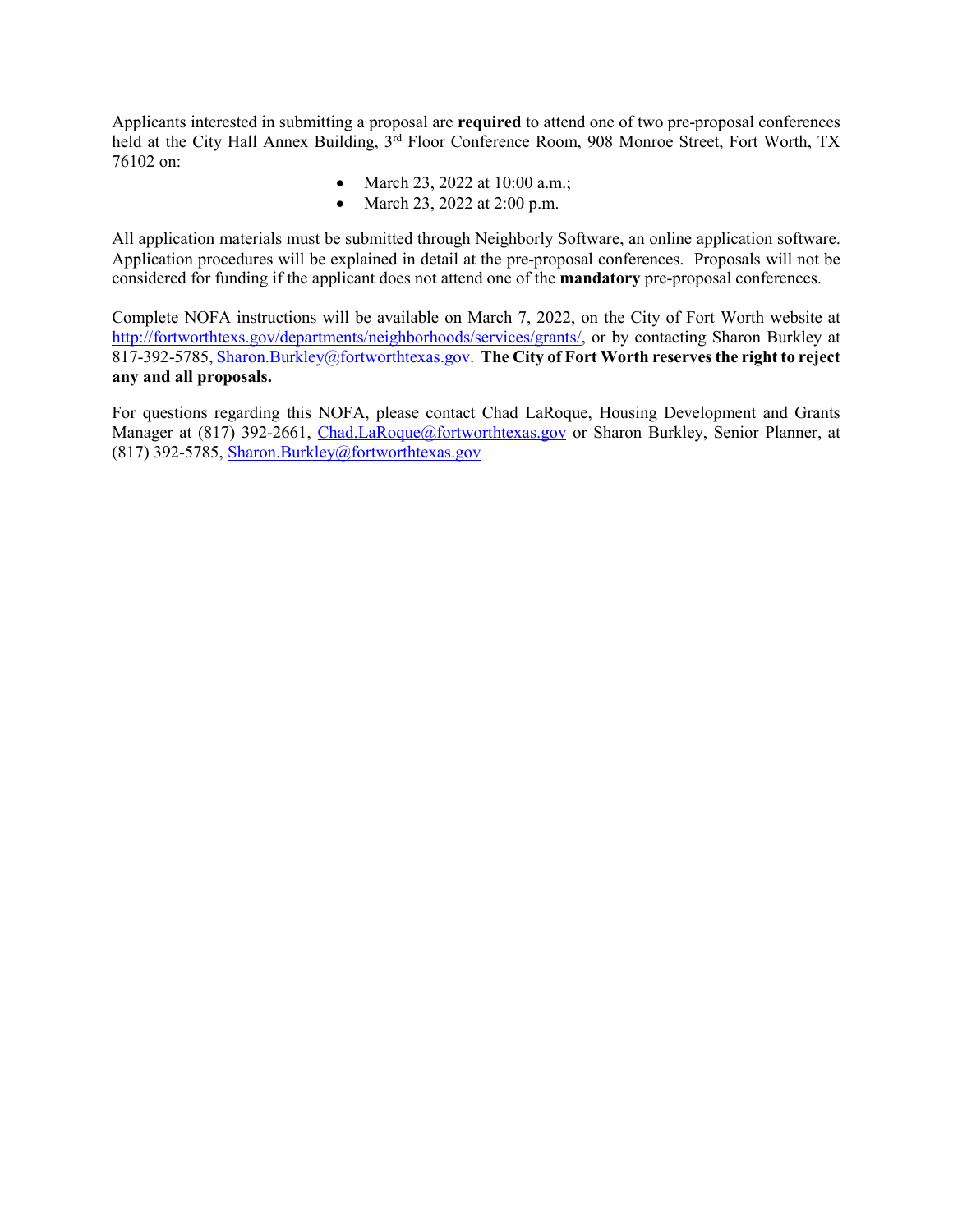Applicants interested in submitting a proposal are **required** to attend one of two pre-proposal conferences held at the City Hall Annex Building, 3rd Floor Conference Room, 908 Monroe Street, Fort Worth, TX 76102 on:

- March 23, 2022 at 10:00 a.m.;
- March 23, 2022 at 2:00 p.m.

All application materials must be submitted through Neighborly Software, an online application software. Application procedures will be explained in detail at the pre-proposal conferences. Proposals will not be considered for funding if the applicant does not attend one of the **mandatory** pre-proposal conferences.

Complete NOFA instructions will be available on March 7, 2022, on the City of Fort Worth website at http://fortworthtexs.gov/departments/neighborhoods/services/grants/, or by contacting Sharon Burkley at 817-392-5785, Sharon.Burkley@fortworthtexas.gov. **The City of Fort Worth reserves the right to reject any and all proposals.**

For questions regarding this NOFA, please contact Chad LaRoque, Housing Development and Grants Manager at (817) 392-2661, Chad.LaRoque@fortworthtexas.gov or Sharon Burkley, Senior Planner, at (817) 392-5785, Sharon.Burkley@fortworthtexas.gov